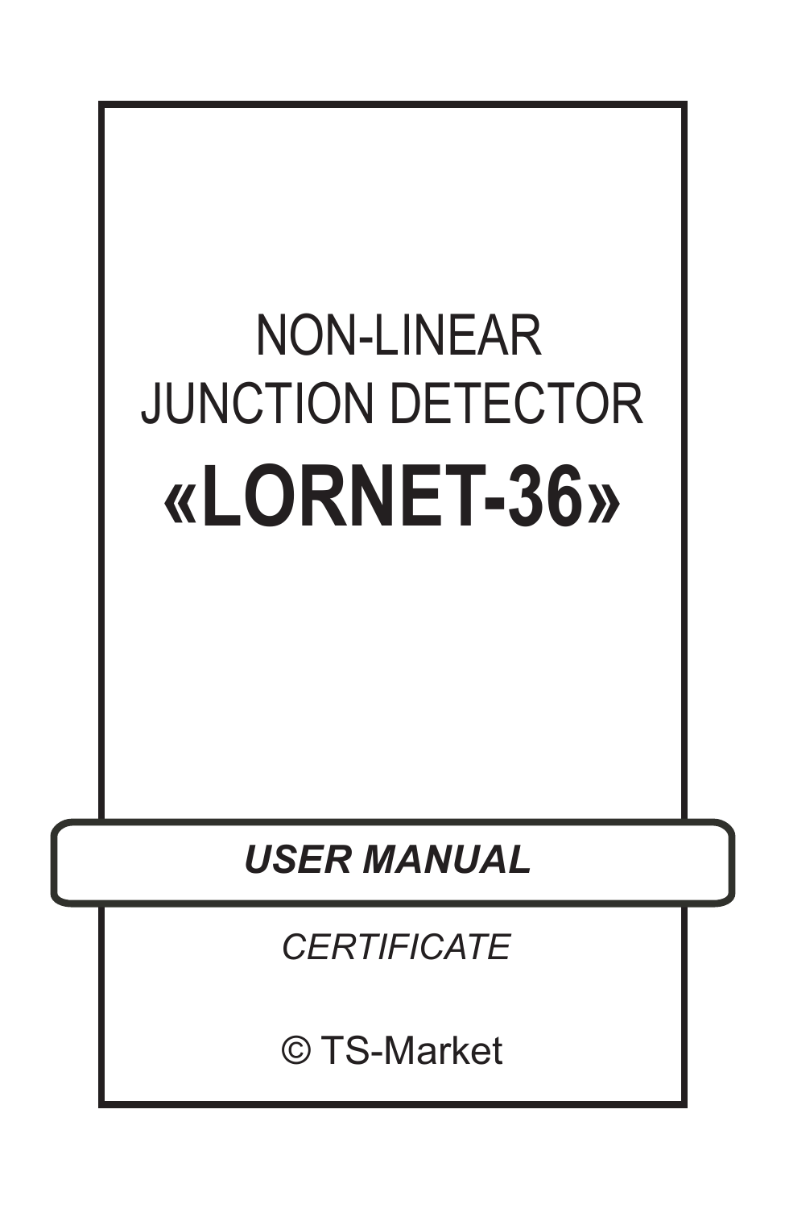# NON-LINEAR JUNCTION DETECTOR

# «LORNET-36»

***USER MANUAL***

*CERTIFICATE*

© TS-Market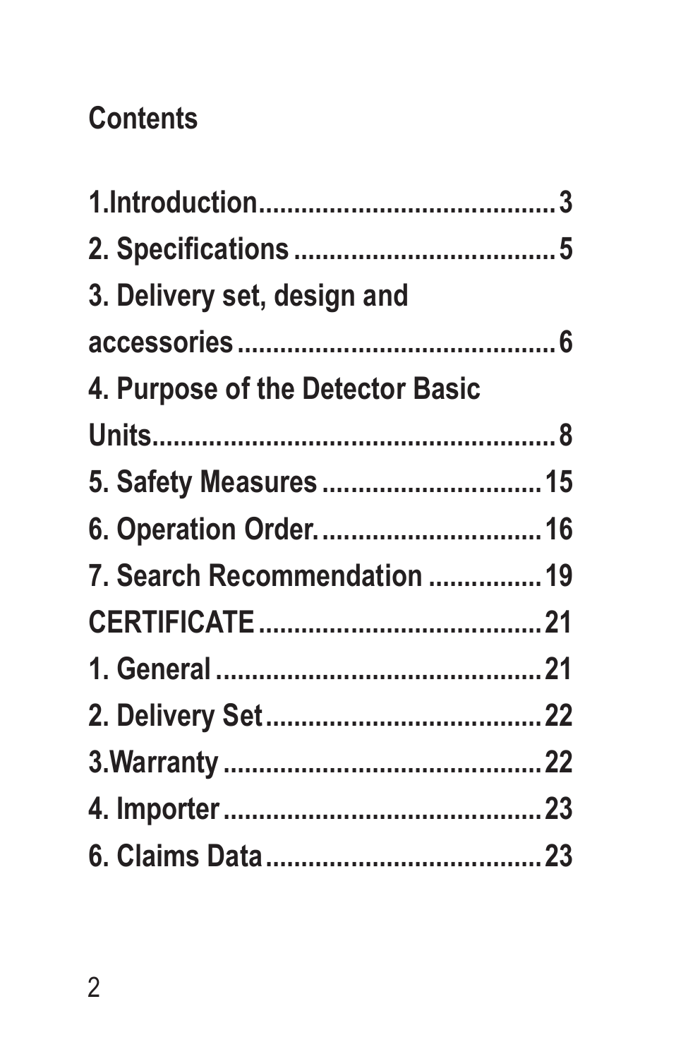## Contents

1.Introduction........................................3
2. Specifications ....................................5
3. Delivery set, design and accessories ............................................6
4. Purpose of the Detector Basic Units.........................................................8
5. Safety Measures ..............................15
6. Operation Order................................16
7. Search Recommendation ................19
CERTIFICATE.......................................21
1. General ............................................21
2. Delivery Set.......................................22
3.Warranty ............................................22
4. Importer............................................23
6. Claims Data......................................23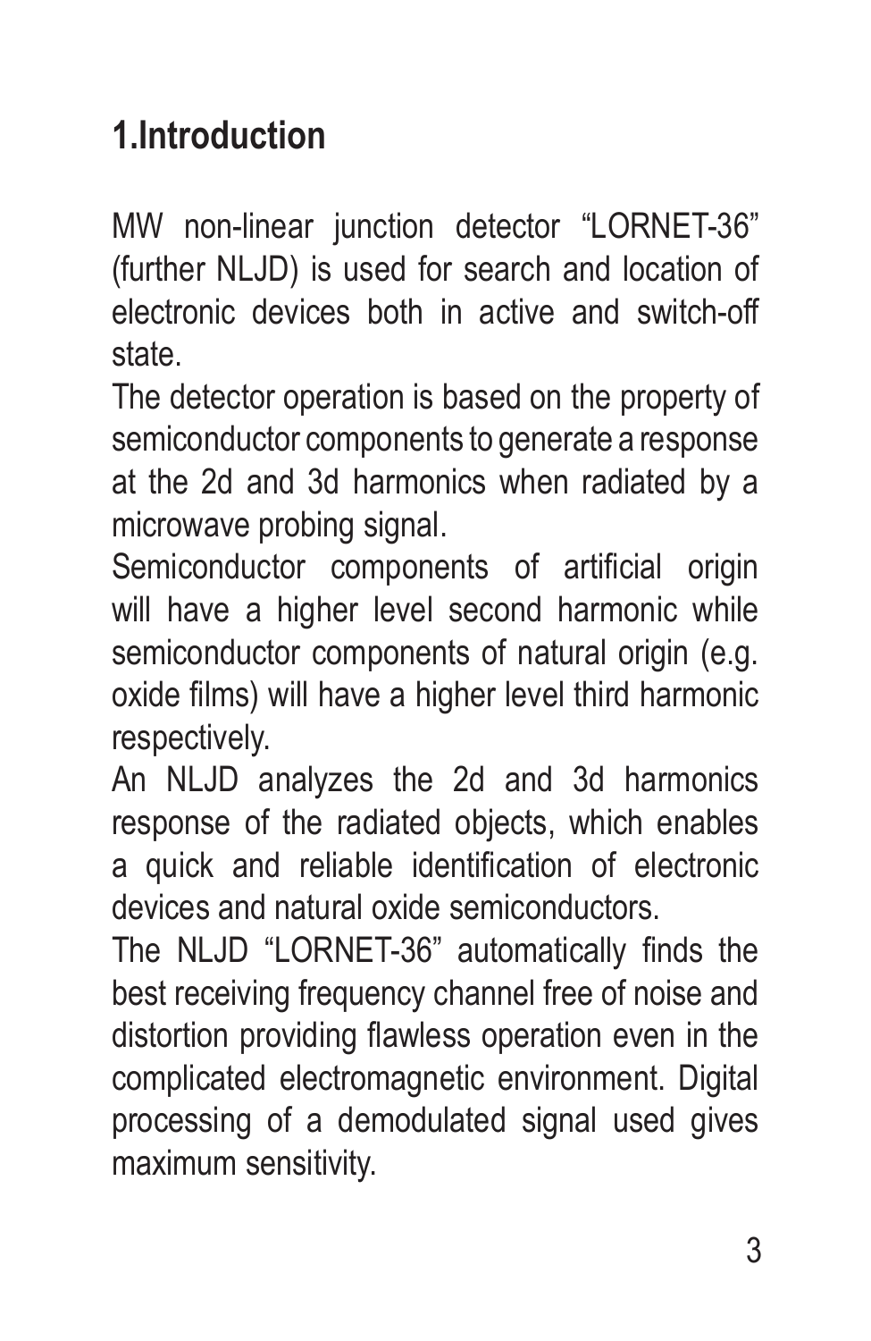# 1.Introduction

MW non-linear junction detector "LORNET-36" (further NLJD) is used for search and location of electronic devices both in active and switch-off state.

The detector operation is based on the property of semiconductor components to generate a response at the 2d and 3d harmonics when radiated by a microwave probing signal.

Semiconductor components of artificial origin will have a higher level second harmonic while semiconductor components of natural origin (e.g. oxide films) will have a higher level third harmonic respectively.

An NLJD analyzes the 2d and 3d harmonics response of the radiated objects, which enables a quick and reliable identification of electronic devices and natural oxide semiconductors.

The NLJD "LORNET-36" automatically finds the best receiving frequency channel free of noise and distortion providing flawless operation even in the complicated electromagnetic environment. Digital processing of a demodulated signal used gives maximum sensitivity.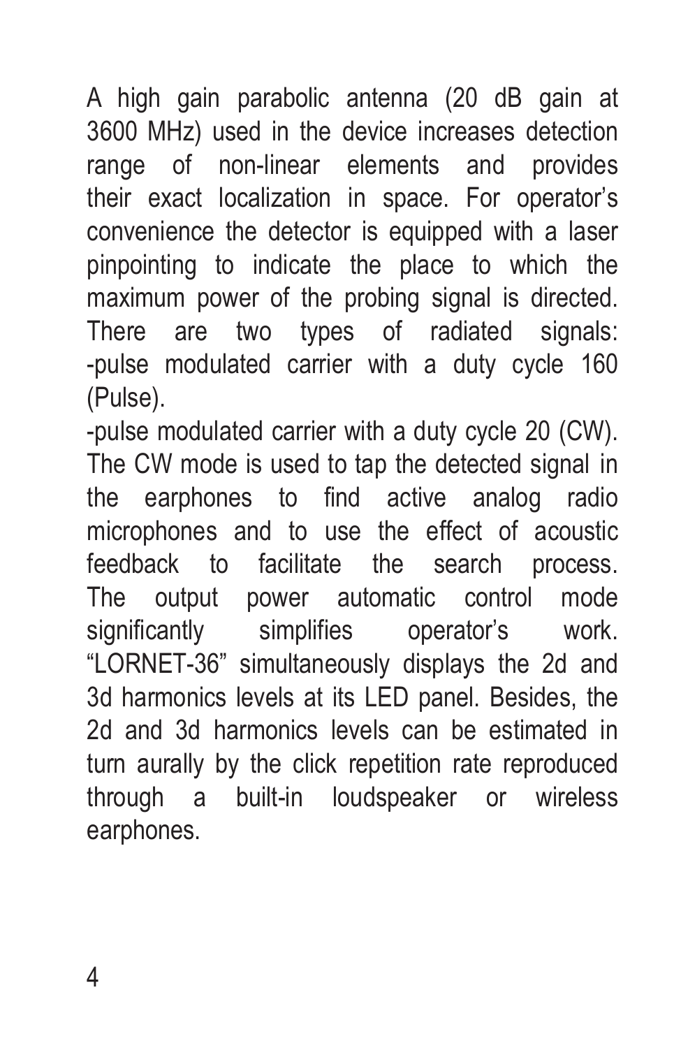A high gain parabolic antenna (20 dB gain at 3600 MHz) used in the device increases detection range of non-linear elements and provides their exact localization in space. For operator's convenience the detector is equipped with a laser pinpointing to indicate the place to which the maximum power of the probing signal is directed. There are two types of radiated signals:

-pulse modulated carrier with a duty cycle 160 (Pulse).

-pulse modulated carrier with a duty cycle 20 (CW).

The CW mode is used to tap the detected signal in the earphones to find active analog radio microphones and to use the effect of acoustic feedback to facilitate the search process. The output power automatic control mode significantly simplifies operator's work. "LORNET-36" simultaneously displays the 2d and 3d harmonics levels at its LED panel. Besides, the 2d and 3d harmonics levels can be estimated in turn aurally by the click repetition rate reproduced through a built-in loudspeaker or wireless earphones.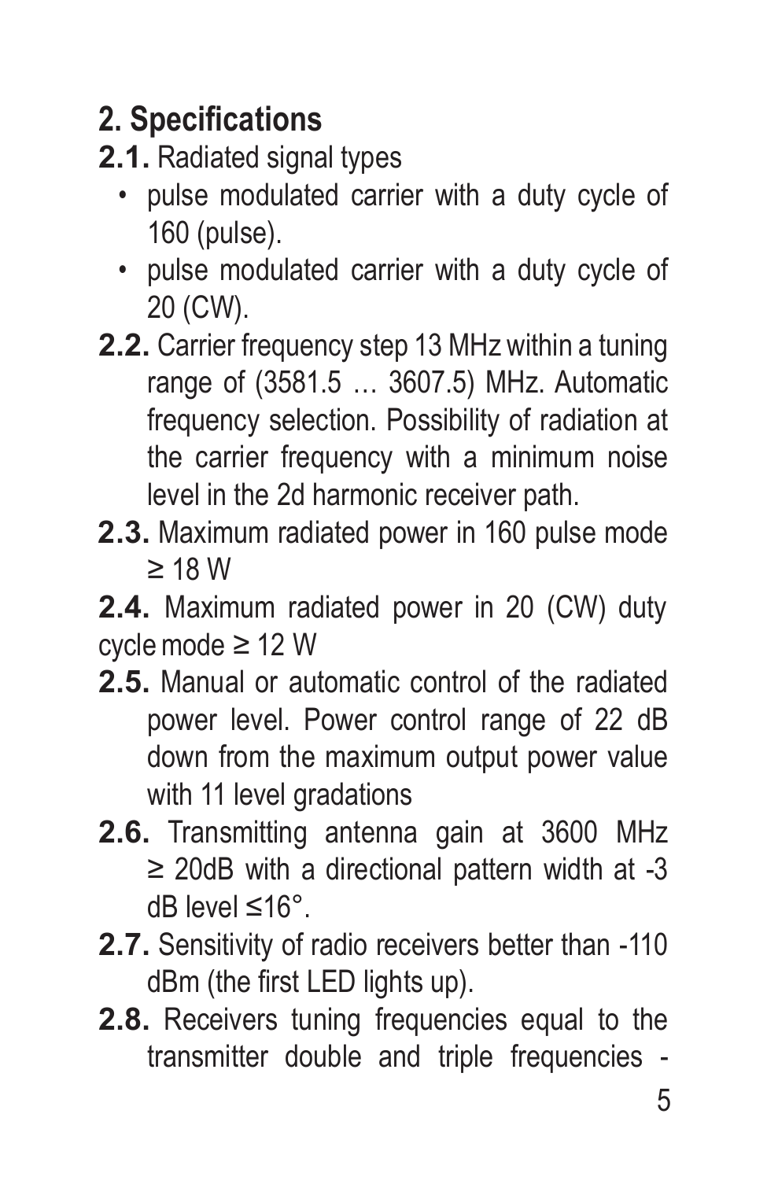## 2. Specifications

**2.1.** Radiated signal types

- pulse modulated carrier with a duty cycle of 160 (pulse).
- pulse modulated carrier with a duty cycle of 20 (CW).

**2.2.** Carrier frequency step 13 MHz within a tuning range of (3581.5 … 3607.5) MHz. Automatic frequency selection. Possibility of radiation at the carrier frequency with a minimum noise level in the 2d harmonic receiver path.

**2.3.** Maximum radiated power in 160 pulse mode ≥ 18 W

**2.4.** Maximum radiated power in 20 (CW) duty cycle mode ≥ 12 W

**2.5.** Manual or automatic control of the radiated power level. Power control range of 22 dB down from the maximum output power value with 11 level gradations

**2.6.** Transmitting antenna gain at 3600 MHz ≥ 20dB with a directional pattern width at -3 dB level ≤16°.

**2.7.** Sensitivity of radio receivers better than -110 dBm (the first LED lights up).

**2.8.** Receivers tuning frequencies equal to the transmitter double and triple frequencies -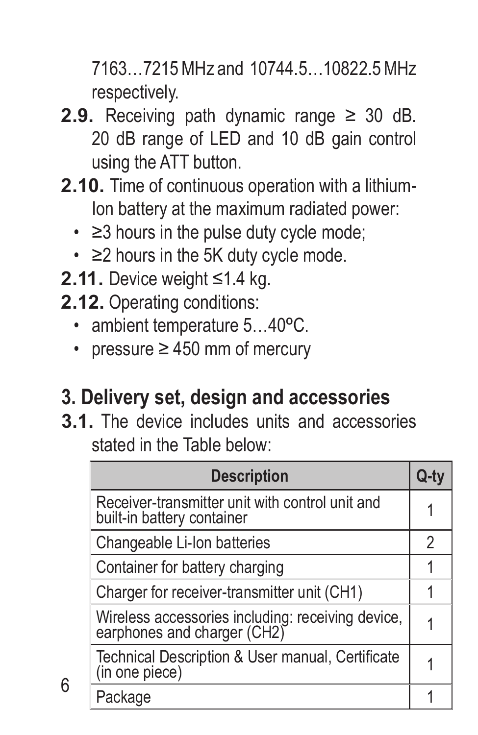7163…7215 MHz and 10744.5…10822.5 MHz respectively.

**2.9.** Receiving path dynamic range ≥ 30 dB. 20 dB range of LED and 10 dB gain control using the ATT button.

**2.10.** Time of continuous operation with a lithium-Ion battery at the maximum radiated power:

- ≥3 hours in the pulse duty cycle mode;
- ≥2 hours in the 5K duty cycle mode.

**2.11.** Device weight ≤1.4 kg.

**2.12.** Operating conditions:

- ambient temperature 5…40ºC.
- pressure ≥ 450 mm of mercury

## 3. Delivery set, design and accessories

**3.1.** The device includes units and accessories stated in the Table below:

| Description | Q-ty |
|---|---|
| Receiver-transmitter unit with control unit and built-in battery container | 1 |
| Changeable Li-Ion batteries | 2 |
| Container for battery charging | 1 |
| Charger for receiver-transmitter unit (CH1) | 1 |
| Wireless accessories including: receiving device, earphones and charger (CH2) | 1 |
| Technical Description & User manual, Certificate (in one piece) | 1 |
| Package | 1 |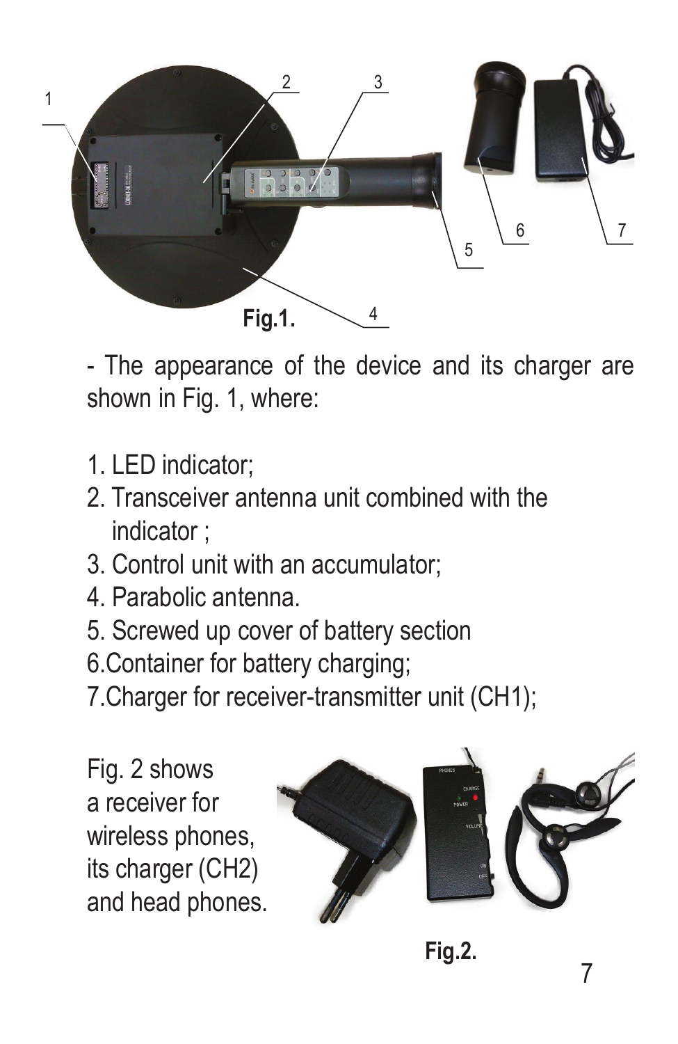Fig.1.

- The appearance of the device and its charger are shown in Fig. 1, where:

1. LED indicator;
2. Transceiver antenna unit combined with the indicator ;
3. Control unit with an accumulator;
4. Parabolic antenna.
5. Screwed up cover of battery section
6. Container for battery charging;
7. Charger for receiver-transmitter unit (CH1);

Fig. 2 shows a receiver for wireless phones, its charger (CH2) and head phones.

Fig.2.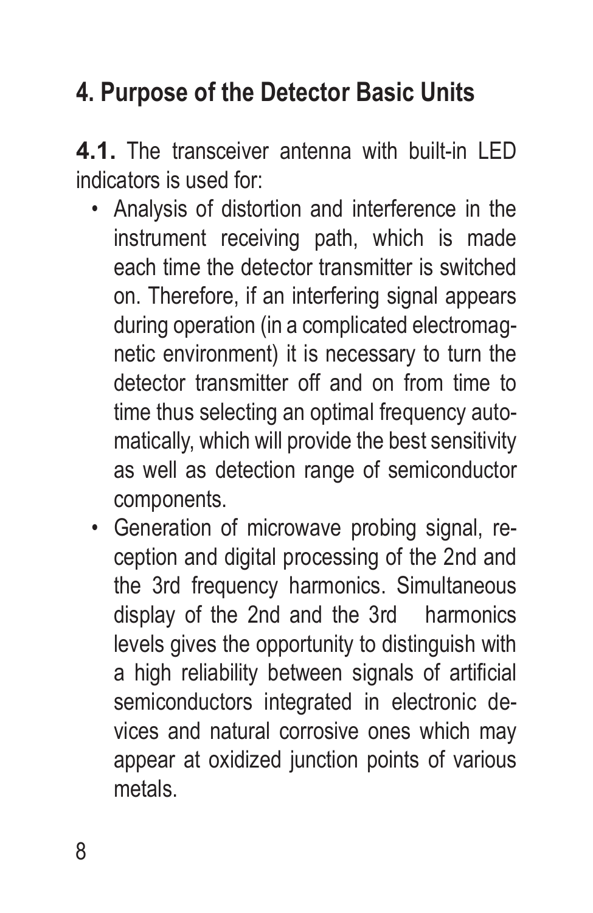## 4. Purpose of the Detector Basic Units

**4.1.** The transceiver antenna with built-in LED indicators is used for:

- Analysis of distortion and interference in the instrument receiving path, which is made each time the detector transmitter is switched on. Therefore, if an interfering signal appears during operation (in a complicated electromagnetic environment) it is necessary to turn the detector transmitter off and on from time to time thus selecting an optimal frequency automatically, which will provide the best sensitivity as well as detection range of semiconductor components.
- Generation of microwave probing signal, reception and digital processing of the 2nd and the 3rd frequency harmonics. Simultaneous display of the 2nd and the 3rd harmonics levels gives the opportunity to distinguish with a high reliability between signals of artificial semiconductors integrated in electronic devices and natural corrosive ones which may appear at oxidized junction points of various metals.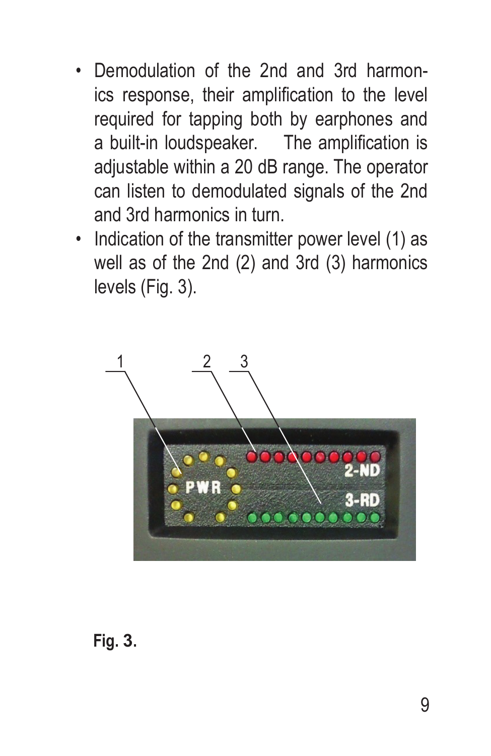- Demodulation of the 2nd and 3rd harmonics response, their amplification to the level required for tapping both by earphones and a built-in loudspeaker. The amplification is adjustable within a 20 dB range. The operator can listen to demodulated signals of the 2nd and 3rd harmonics in turn.
- Indication of the transmitter power level (1) as well as of the 2nd (2) and 3rd (3) harmonics levels (Fig. 3).

**Fig. 3.**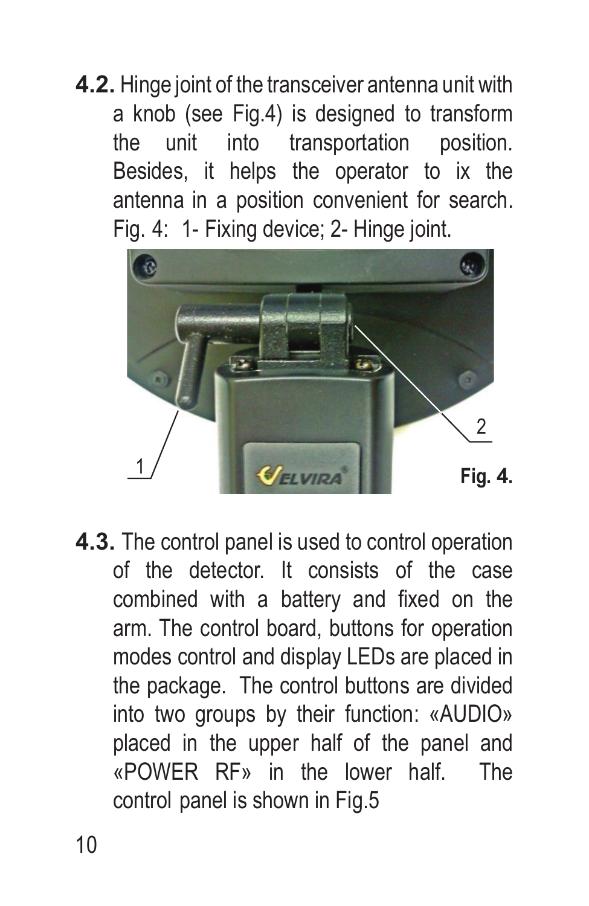**4.2.** Hinge joint of the transceiver antenna unit with a knob (see Fig.4) is designed to transform the unit into transportation position. Besides, it helps the operator to ix the antenna in a position convenient for search. Fig. 4: 1- Fixing device; 2- Hinge joint.

**Fig. 4.**

**4.3.** The control panel is used to control operation of the detector. It consists of the case combined with a battery and fixed on the arm. The control board, buttons for operation modes control and display LEDs are placed in the package. The control buttons are divided into two groups by their function: «AUDIO» placed in the upper half of the panel and «POWER RF» in the lower half. The control panel is shown in Fig.5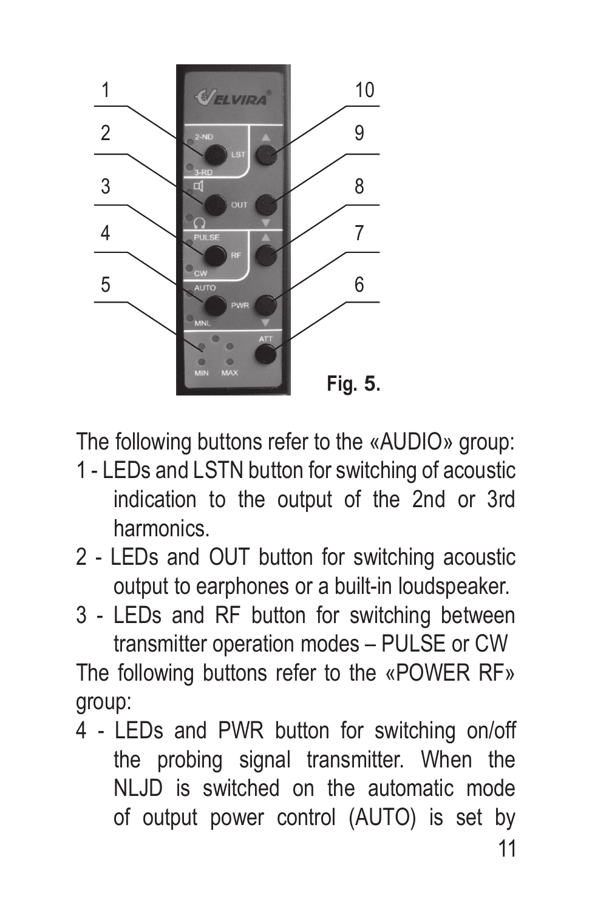Fig. 5.

The following buttons refer to the «AUDIO» group:

1 - LEDs and LSTN button for switching of acoustic indication to the output of the 2nd or 3rd harmonics.

2 - LEDs and OUT button for switching acoustic output to earphones or a built-in loudspeaker.

3 - LEDs and RF button for switching between transmitter operation modes – PULSE or CW

The following buttons refer to the «POWER RF» group:

4 - LEDs and PWR button for switching on/off the probing signal transmitter. When the NLJD is switched on the automatic mode of output power control (AUTO) is set by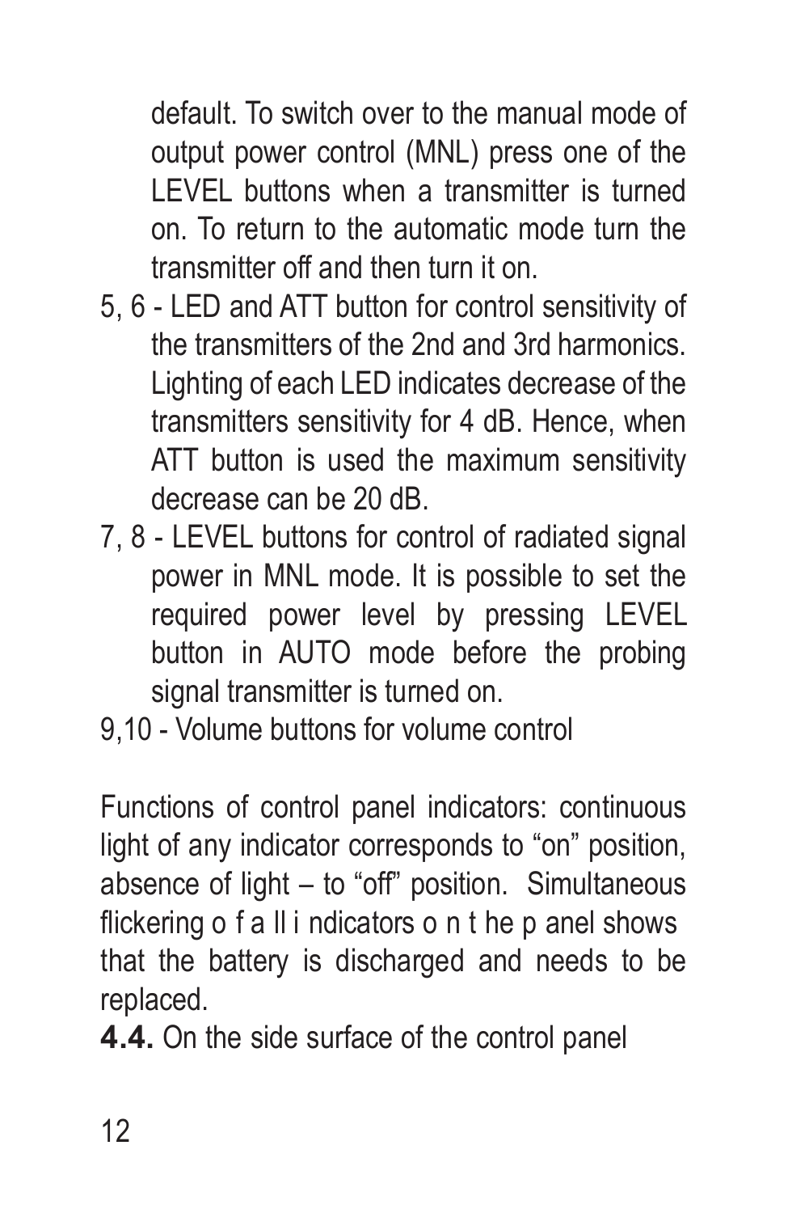default. To switch over to the manual mode of output power control (MNL) press one of the LEVEL buttons when a transmitter is turned on. To return to the automatic mode turn the transmitter off and then turn it on.

5, 6 - LED and ATT button for control sensitivity of the transmitters of the 2nd and 3rd harmonics. Lighting of each LED indicates decrease of the transmitters sensitivity for 4 dB. Hence, when ATT button is used the maximum sensitivity decrease can be 20 dB.

7, 8 - LEVEL buttons for control of radiated signal power in MNL mode. It is possible to set the required power level by pressing LEVEL button in AUTO mode before the probing signal transmitter is turned on.

9,10 - Volume buttons for volume control

Functions of control panel indicators: continuous light of any indicator corresponds to "on" position, absence of light – to "off" position. Simultaneous flickering of all indicators on the panel shows that the battery is discharged and needs to be replaced.

**4.4.** On the side surface of the control panel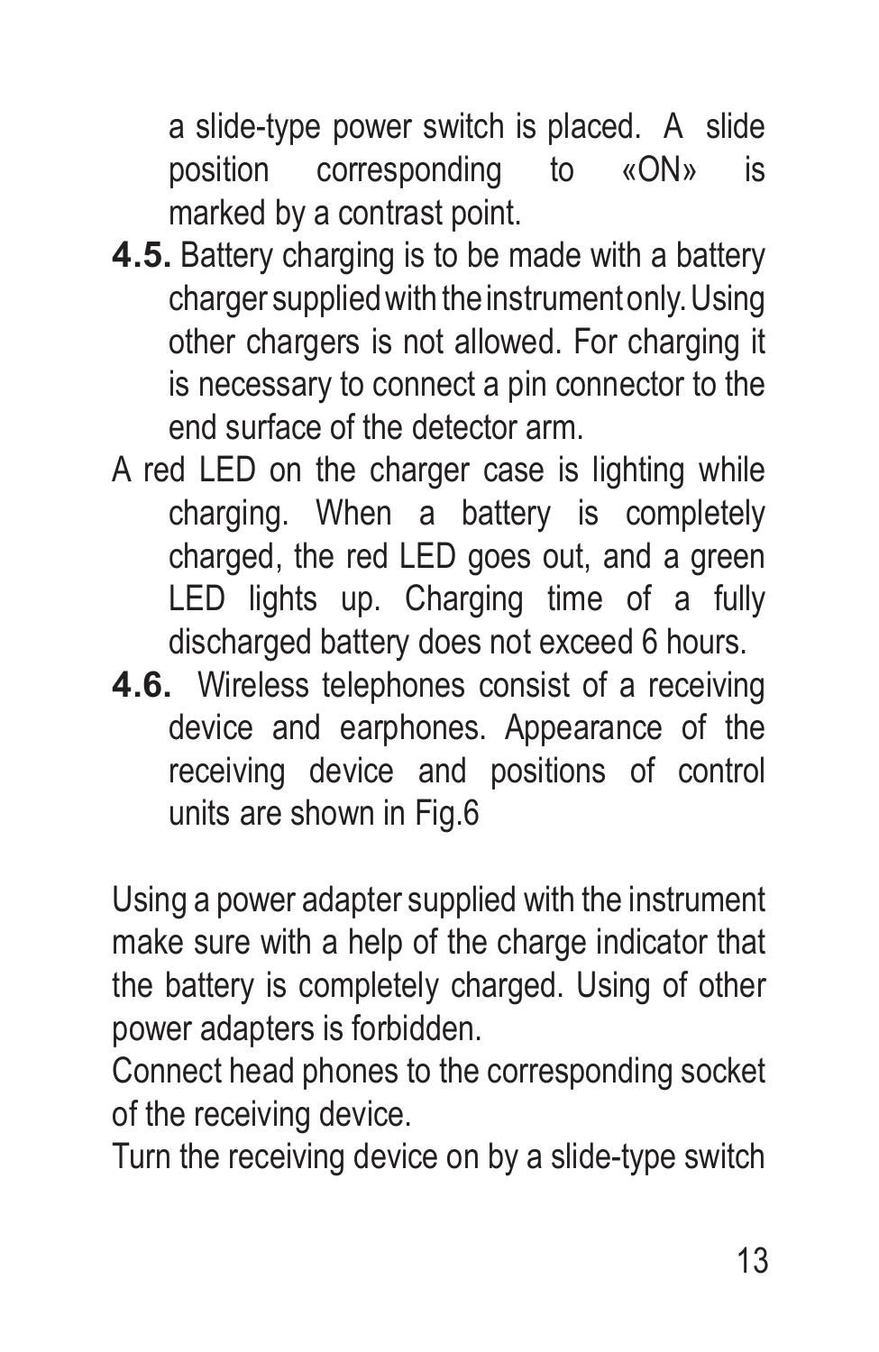a slide-type power switch is placed. A slide position corresponding to «ON» is marked by a contrast point.

**4.5.** Battery charging is to be made with a battery charger supplied with the instrument only. Using other chargers is not allowed. For charging it is necessary to connect a pin connector to the end surface of the detector arm.

A red LED on the charger case is lighting while charging. When a battery is completely charged, the red LED goes out, and a green LED lights up. Charging time of a fully discharged battery does not exceed 6 hours.

**4.6.** Wireless telephones consist of a receiving device and earphones. Appearance of the receiving device and positions of control units are shown in Fig.6

Using a power adapter supplied with the instrument make sure with a help of the charge indicator that the battery is completely charged. Using of other power adapters is forbidden.

Connect head phones to the corresponding socket of the receiving device.

Turn the receiving device on by a slide-type switch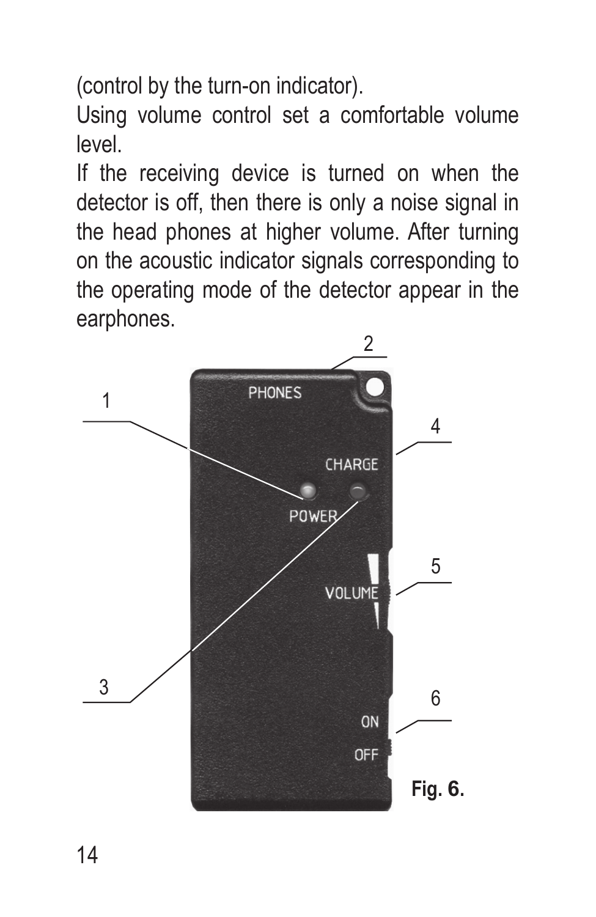(control by the turn-on indicator).

Using volume control set a comfortable volume level.

If the receiving device is turned on when the detector is off, then there is only a noise signal in the head phones at higher volume. After turning on the acoustic indicator signals corresponding to the operating mode of the detector appear in the earphones.

**Fig. 6.**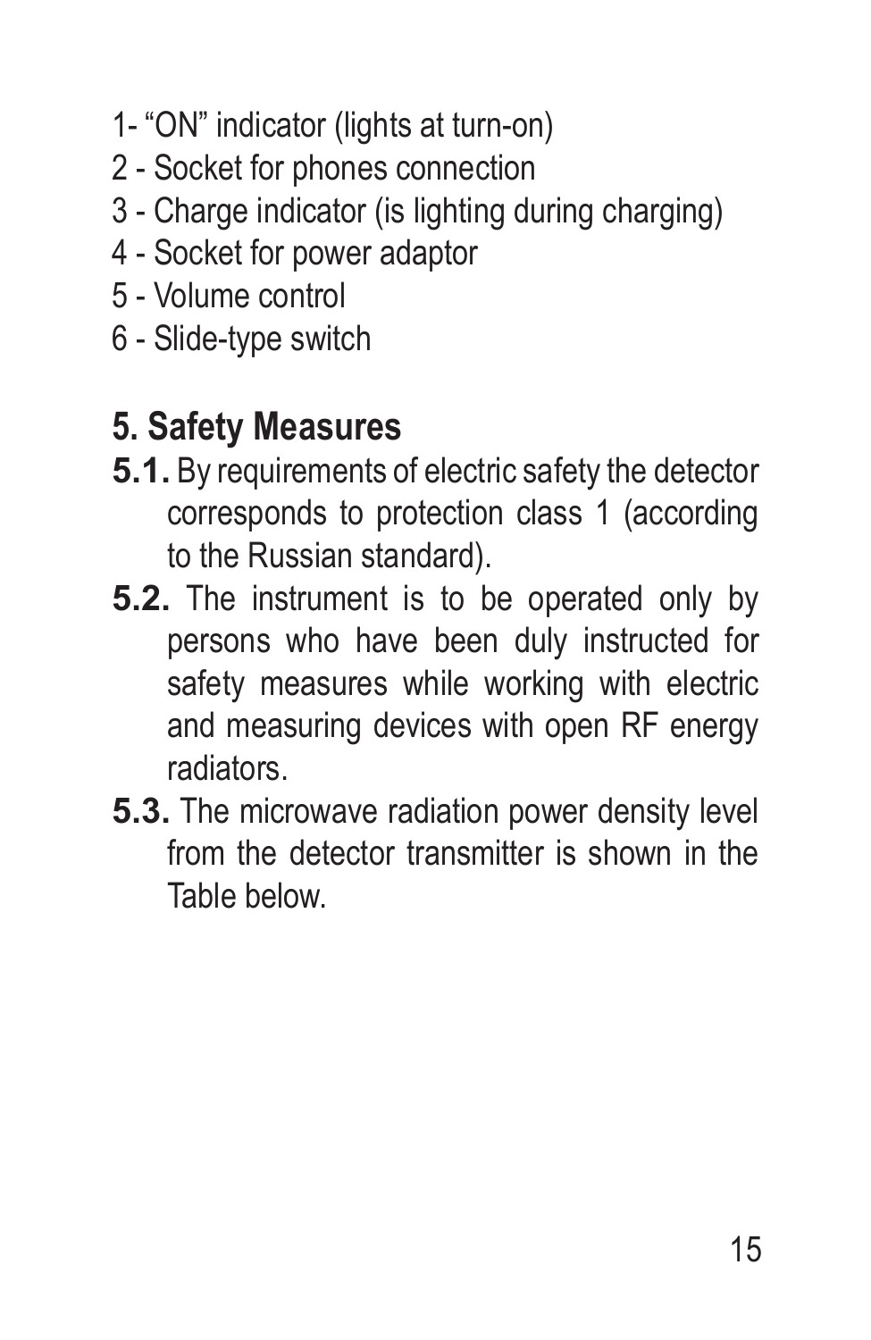1- “ON” indicator (lights at turn-on)
2 - Socket for phones connection
3 - Charge indicator (is lighting during charging)
4 - Socket for power adaptor
5 - Volume control
6 - Slide-type switch

## 5. Safety Measures

**5.1.** By requirements of electric safety the detector corresponds to protection class 1 (according to the Russian standard).

**5.2.** The instrument is to be operated only by persons who have been duly instructed for safety measures while working with electric and measuring devices with open RF energy radiators.

**5.3.** The microwave radiation power density level from the detector transmitter is shown in the Table below.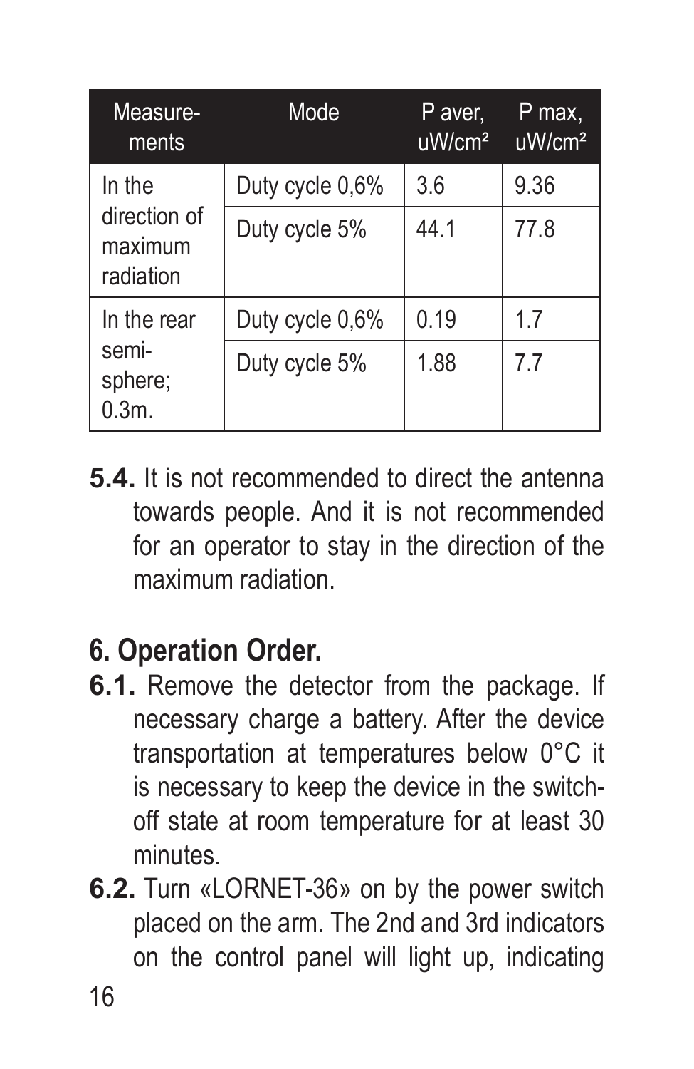| Measure-ments | Mode | P aver, uW/cm² | P max, uW/cm² |
|---|---|---|---|
| In the direction of maximum radiation | Duty cycle 0,6% | 3.6 | 9.36 |
| | Duty cycle 5% | 44.1 | 77.8 |
| In the rear semi-sphere; 0.3m. | Duty cycle 0,6% | 0.19 | 1.7 |
| | Duty cycle 5% | 1.88 | 7.7 |

**5.4.** It is not recommended to direct the antenna towards people. And it is not recommended for an operator to stay in the direction of the maximum radiation.

## 6. Operation Order.

**6.1.** Remove the detector from the package. If necessary charge a battery. After the device transportation at temperatures below 0°C it is necessary to keep the device in the switch-off state at room temperature for at least 30 minutes.

**6.2.** Turn «LORNET-36» on by the power switch placed on the arm. The 2nd and 3rd indicators on the control panel will light up, indicating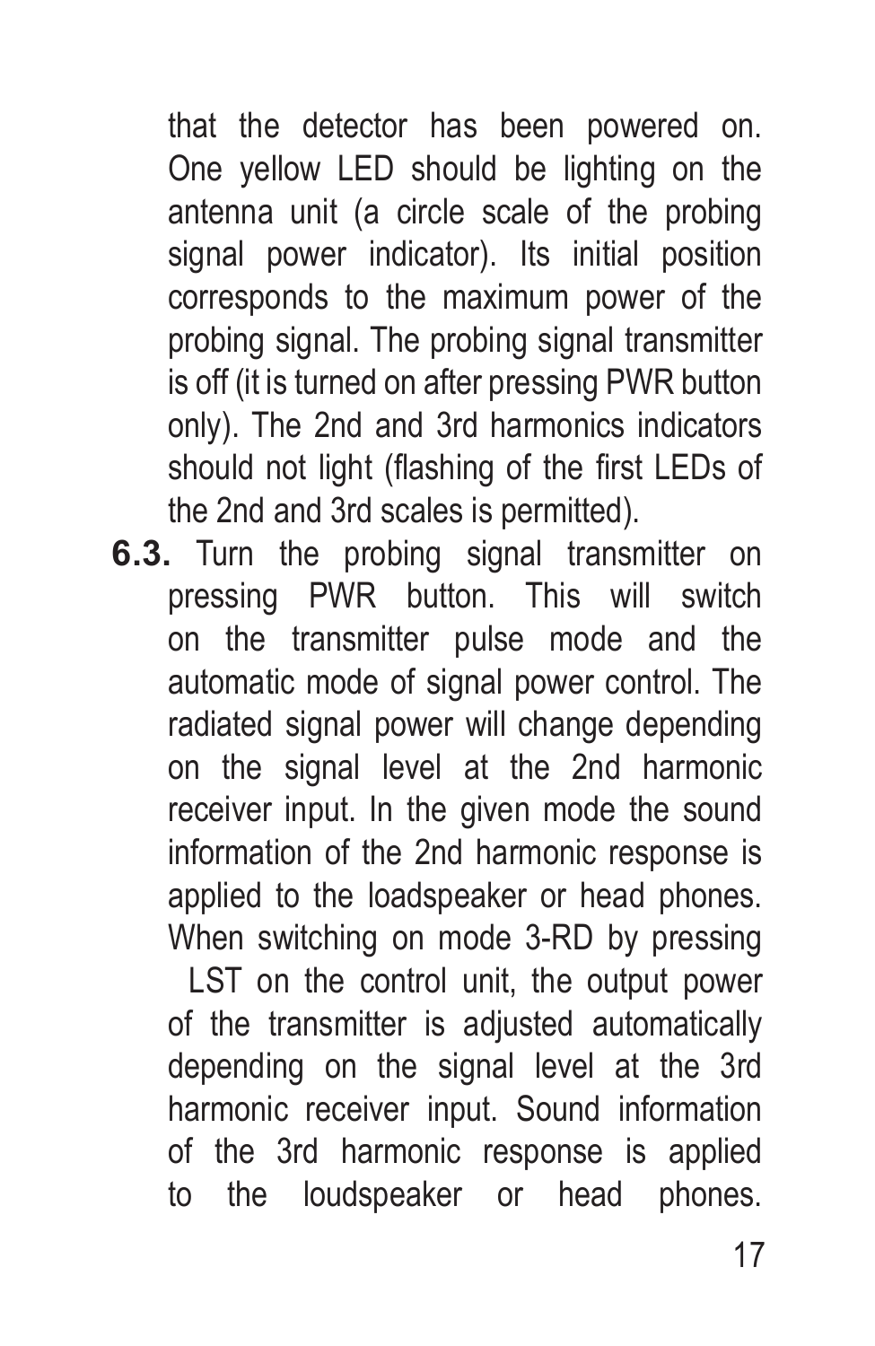that the detector has been powered on. One yellow LED should be lighting on the antenna unit (a circle scale of the probing signal power indicator). Its initial position corresponds to the maximum power of the probing signal. The probing signal transmitter is off (it is turned on after pressing PWR button only). The 2nd and 3rd harmonics indicators should not light (flashing of the first LEDs of the 2nd and 3rd scales is permitted).

**6.3.** Turn the probing signal transmitter on pressing PWR button. This will switch on the transmitter pulse mode and the automatic mode of signal power control. The radiated signal power will change depending on the signal level at the 2nd harmonic receiver input. In the given mode the sound information of the 2nd harmonic response is applied to the loadspeaker or head phones. When switching on mode 3-RD by pressing LST on the control unit, the output power of the transmitter is adjusted automatically depending on the signal level at the 3rd harmonic receiver input. Sound information of the 3rd harmonic response is applied to the loudspeaker or head phones.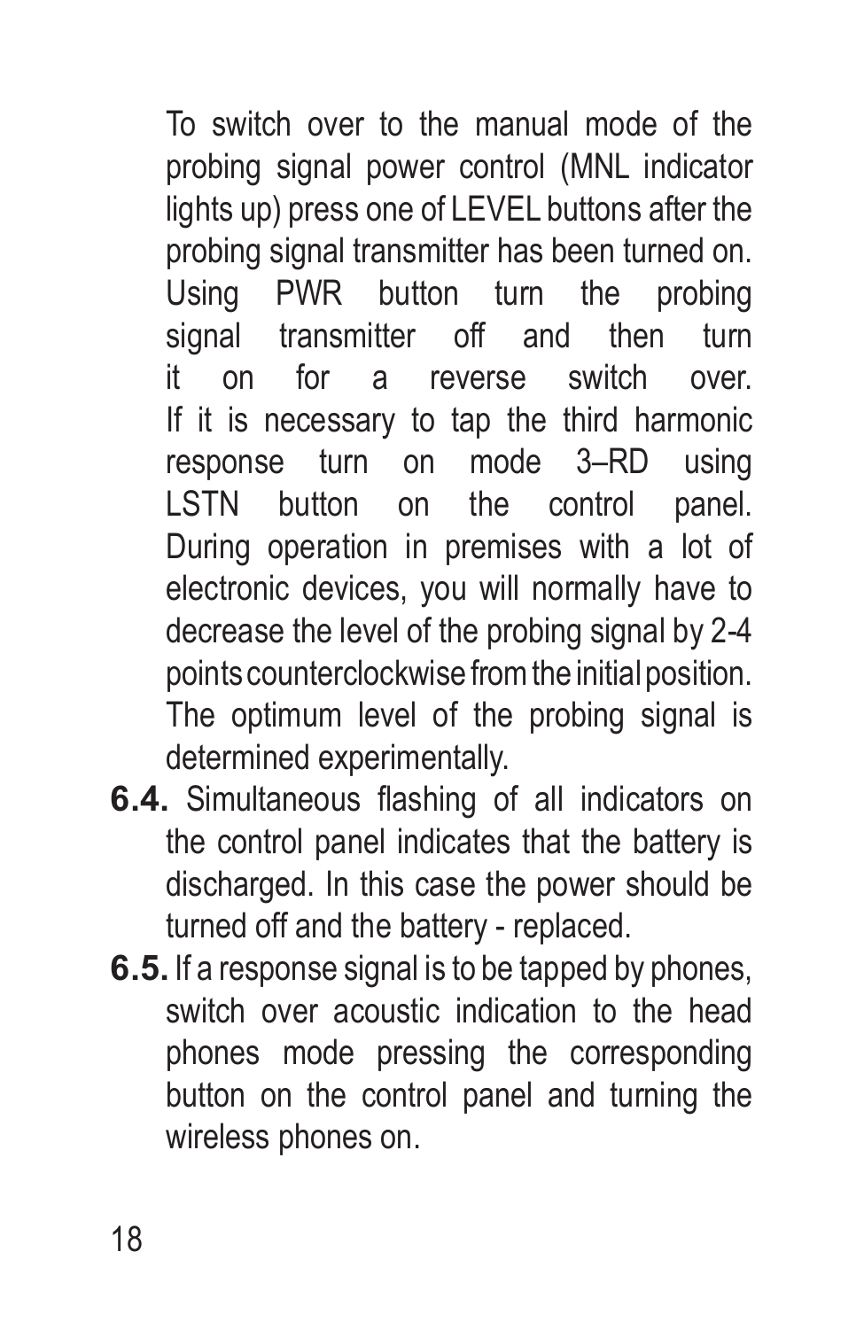To switch over to the manual mode of the probing signal power control (MNL indicator lights up) press one of LEVEL buttons after the probing signal transmitter has been turned on. Using PWR button turn the probing signal transmitter off and then turn it on for a reverse switch over. If it is necessary to tap the third harmonic response turn on mode 3–RD using LSTN button on the control panel. During operation in premises with a lot of electronic devices, you will normally have to decrease the level of the probing signal by 2-4 points counterclockwise from the initial position. The optimum level of the probing signal is determined experimentally.

**6.4.** Simultaneous flashing of all indicators on the control panel indicates that the battery is discharged. In this case the power should be turned off and the battery - replaced.

**6.5.** If a response signal is to be tapped by phones, switch over acoustic indication to the head phones mode pressing the corresponding button on the control panel and turning the wireless phones on.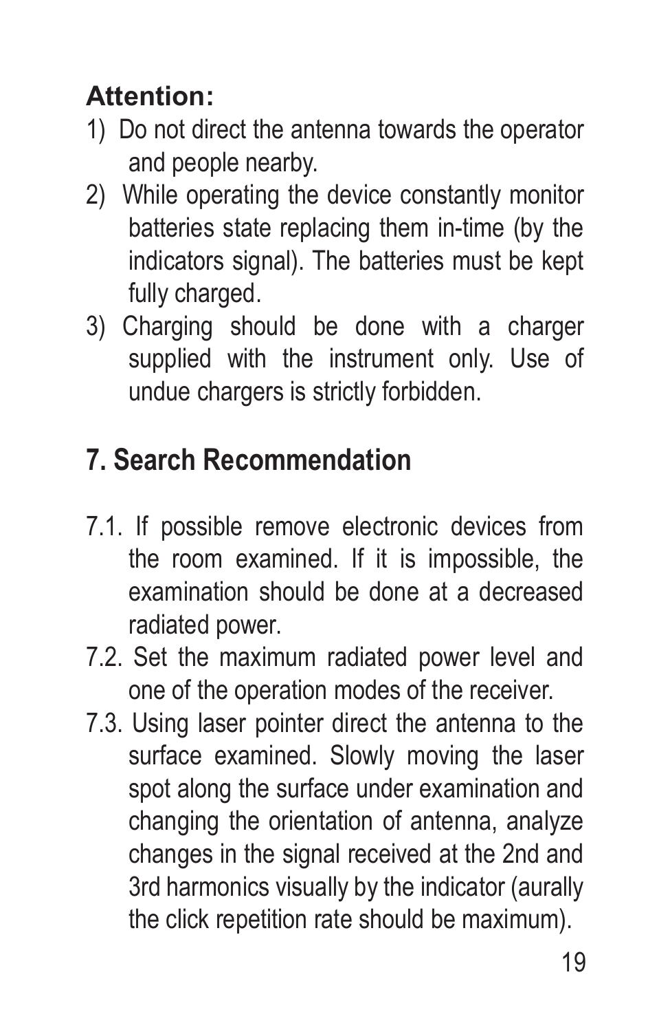**Attention:**

1) Do not direct the antenna towards the operator and people nearby.
2) While operating the device constantly monitor batteries state replacing them in-time (by the indicators signal). The batteries must be kept fully charged.
3) Charging should be done with a charger supplied with the instrument only. Use of undue chargers is strictly forbidden.

## 7. Search Recommendation

7.1. If possible remove electronic devices from the room examined. If it is impossible, the examination should be done at a decreased radiated power.

7.2. Set the maximum radiated power level and one of the operation modes of the receiver.

7.3. Using laser pointer direct the antenna to the surface examined. Slowly moving the laser spot along the surface under examination and changing the orientation of antenna, analyze changes in the signal received at the 2nd and 3rd harmonics visually by the indicator (aurally the click repetition rate should be maximum).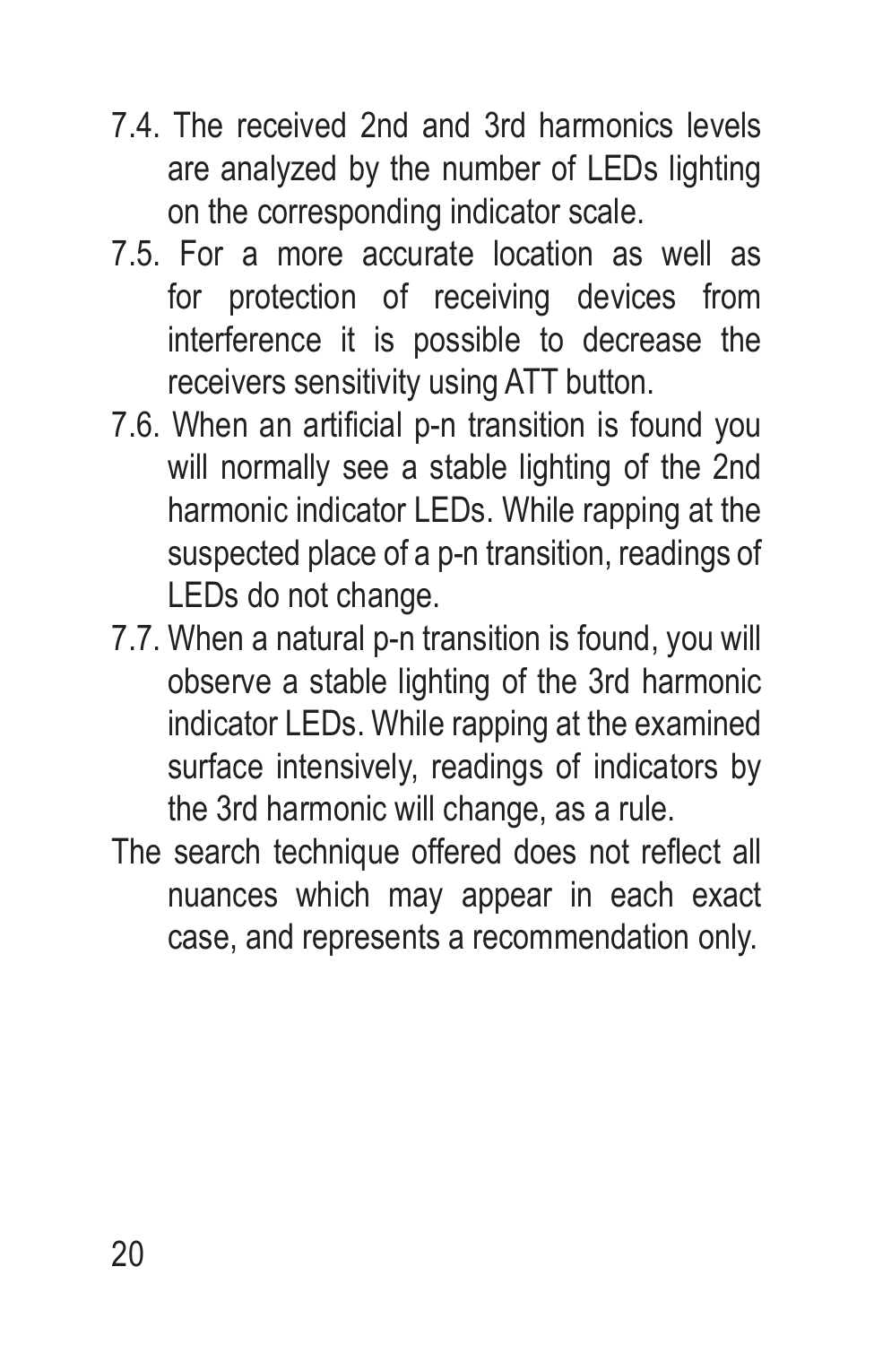7.4. The received 2nd and 3rd harmonics levels are analyzed by the number of LEDs lighting on the corresponding indicator scale.

7.5. For a more accurate location as well as for protection of receiving devices from interference it is possible to decrease the receivers sensitivity using ATT button.

7.6. When an artificial p-n transition is found you will normally see a stable lighting of the 2nd harmonic indicator LEDs. While rapping at the suspected place of a p-n transition, readings of LEDs do not change.

7.7. When a natural p-n transition is found, you will observe a stable lighting of the 3rd harmonic indicator LEDs. While rapping at the examined surface intensively, readings of indicators by the 3rd harmonic will change, as a rule.

The search technique offered does not reflect all nuances which may appear in each exact case, and represents a recommendation only.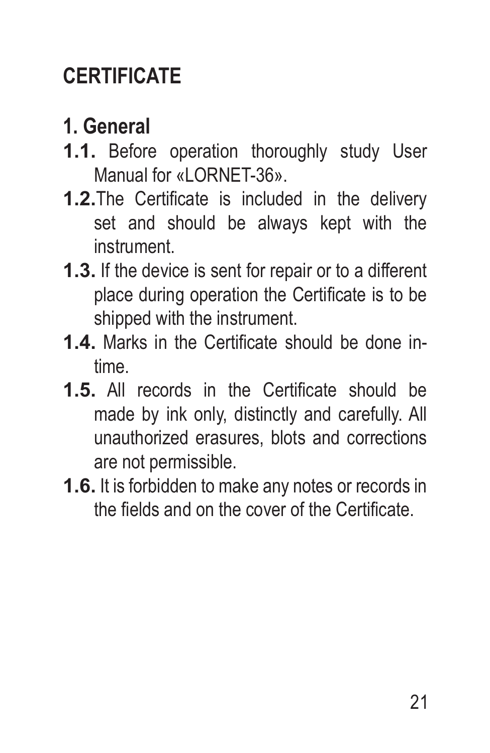# CERTIFICATE

## 1. General

**1.1.** Before operation thoroughly study User Manual for «LORNET-36».

**1.2.** The Certificate is included in the delivery set and should be always kept with the instrument.

**1.3.** If the device is sent for repair or to a different place during operation the Certificate is to be shipped with the instrument.

**1.4.** Marks in the Certificate should be done in-time.

**1.5.** All records in the Certificate should be made by ink only, distinctly and carefully. All unauthorized erasures, blots and corrections are not permissible.

**1.6.** It is forbidden to make any notes or records in the fields and on the cover of the Certificate.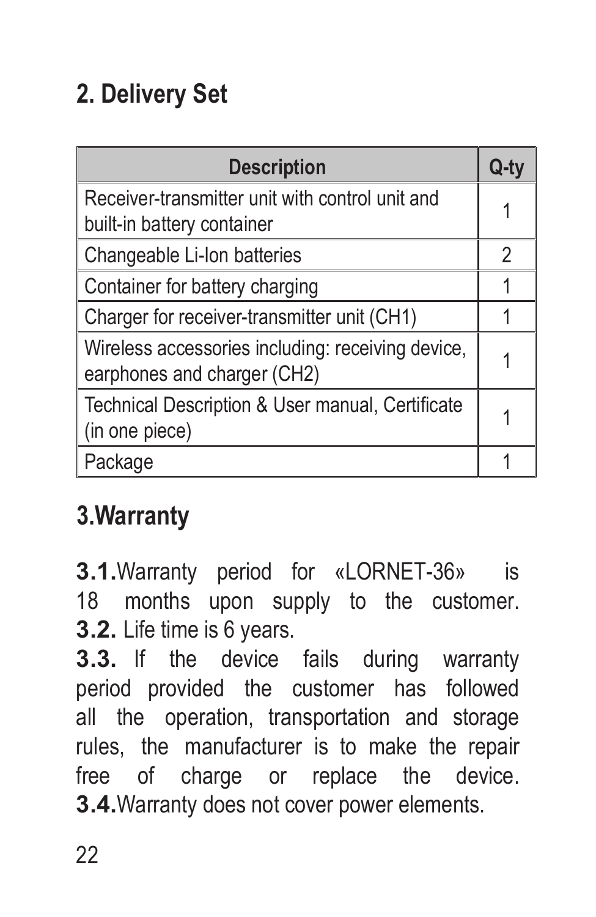## 2. Delivery Set

| Description | Q-ty |
|---|---|
| Receiver-transmitter unit with control unit and built-in battery container | 1 |
| Changeable Li-Ion batteries | 2 |
| Container for battery charging | 1 |
| Charger for receiver-transmitter unit (CH1) | 1 |
| Wireless accessories including: receiving device, earphones and charger (CH2) | 1 |
| Technical Description & User manual, Certificate (in one piece) | 1 |
| Package | 1 |

## 3.Warranty

**3.1.**Warranty period for «LORNET-36» is 18 months upon supply to the customer.
**3.2.** Life time is 6 years.
**3.3.** If the device fails during warranty period provided the customer has followed all the operation, transportation and storage rules, the manufacturer is to make the repair free of charge or replace the device.
**3.4.**Warranty does not cover power elements.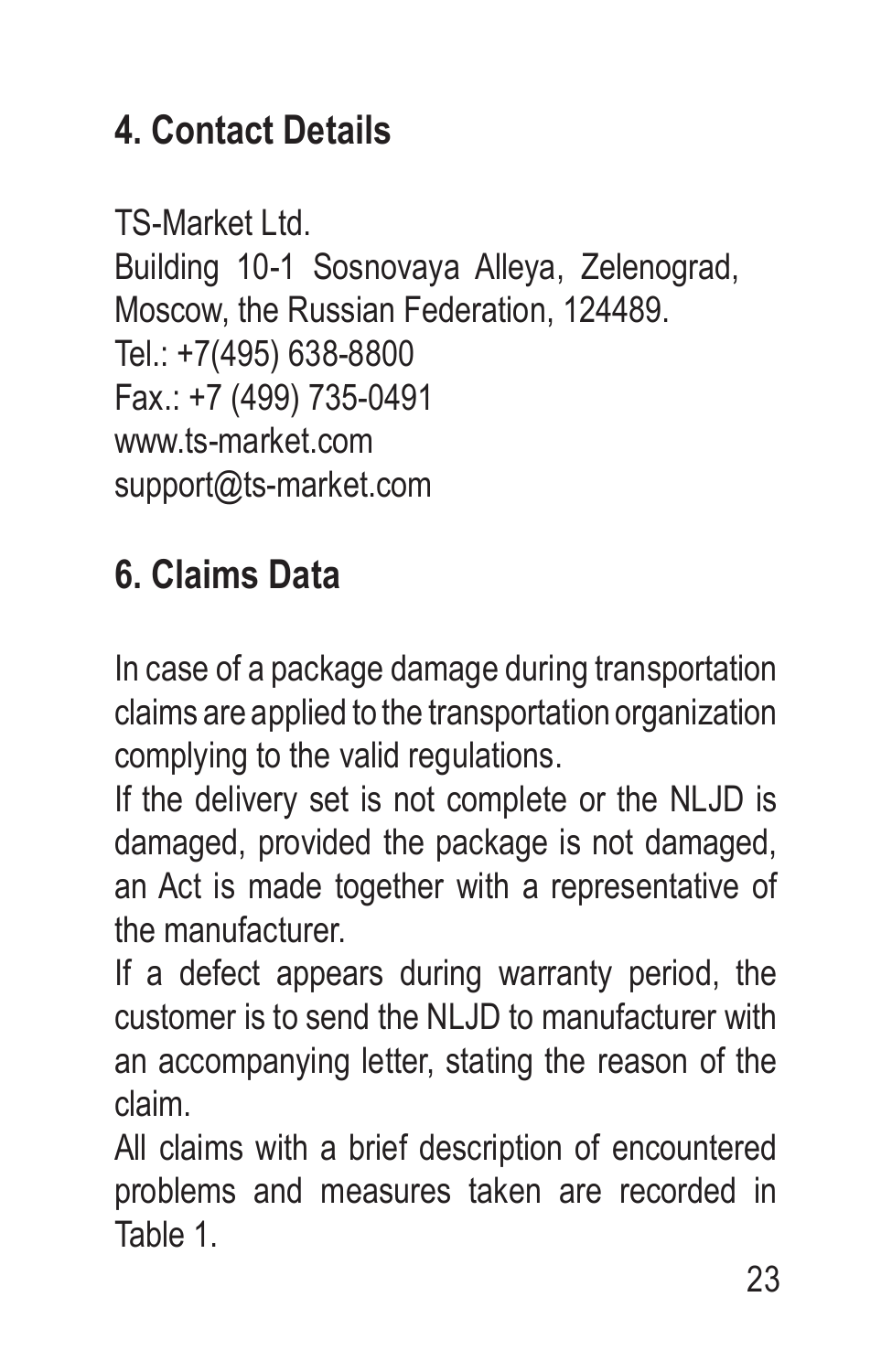## 4. Contact Details

TS-Market Ltd.
Building 10-1 Sosnovaya Alleya, Zelenograd, Moscow, the Russian Federation, 124489.
Tel.: +7(495) 638-8800
Fax.: +7 (499) 735-0491
www.ts-market.com
support@ts-market.com

## 6. Claims Data

In case of a package damage during transportation claims are applied to the transportation organization complying to the valid regulations.

If the delivery set is not complete or the NLJD is damaged, provided the package is not damaged, an Act is made together with a representative of the manufacturer.

If a defect appears during warranty period, the customer is to send the NLJD to manufacturer with an accompanying letter, stating the reason of the claim.

All claims with a brief description of encountered problems and measures taken are recorded in Table 1.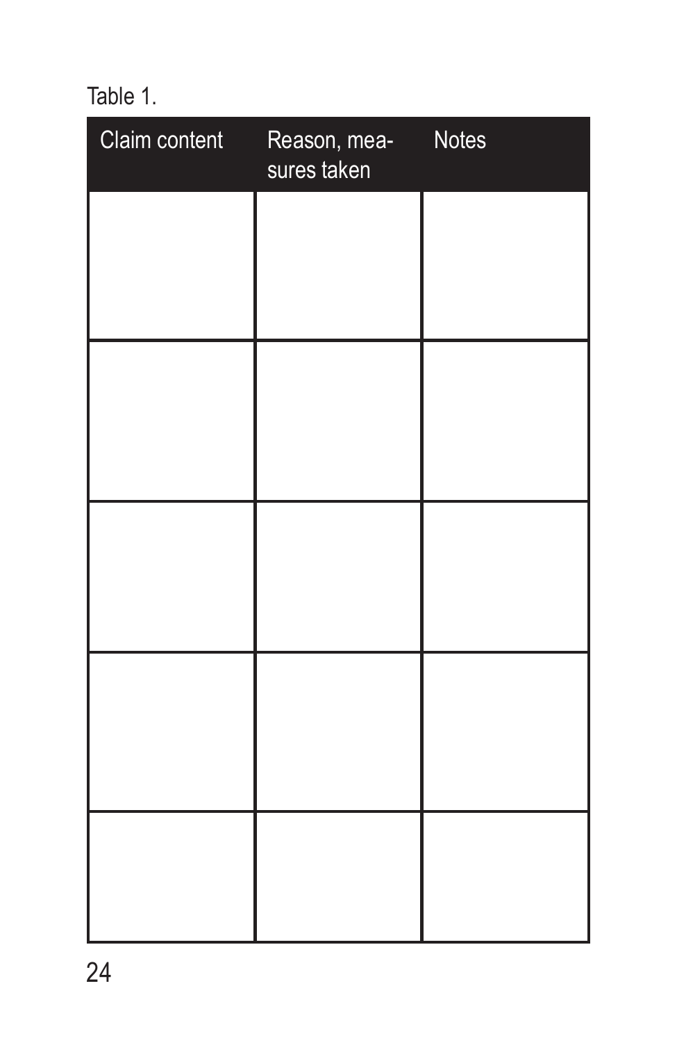Table 1.

| Claim content | Reason, measures taken | Notes |
| --- | --- | --- |
| | | |
| | | |
| | | |
| | | |
| | | |